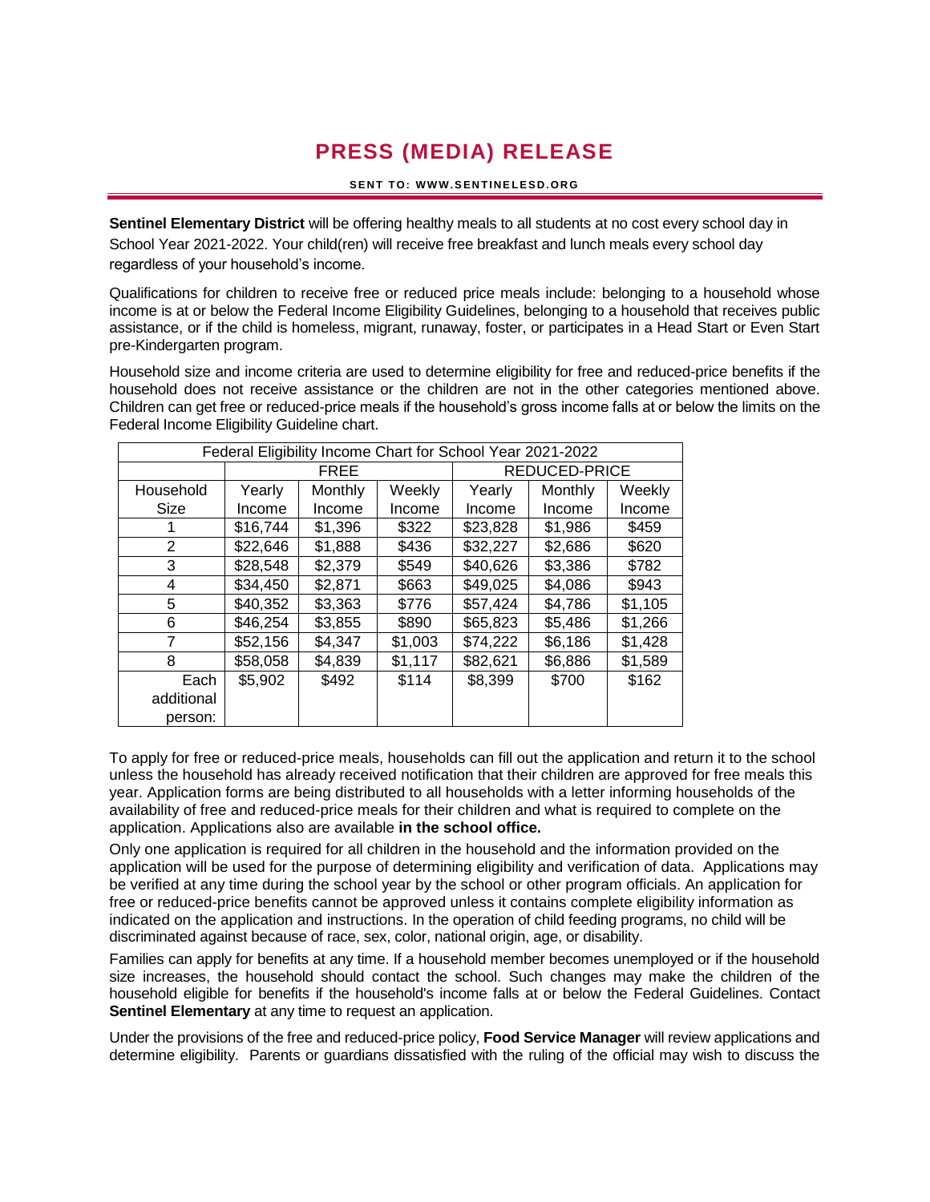# PRESS (MEDIA) RELEASE

**SENT TO: WWW.SENTINELESD.ORG**

**Sentinel Elementary District** will be offering healthy meals to all students at no cost every school day in School Year 2021-2022. Your child(ren) will receive free breakfast and lunch meals every school day regardless of your household's income.

Qualifications for children to receive free or reduced price meals include: belonging to a household whose income is at or below the Federal Income Eligibility Guidelines, belonging to a household that receives public assistance, or if the child is homeless, migrant, runaway, foster, or participates in a Head Start or Even Start pre-Kindergarten program.

Household size and income criteria are used to determine eligibility for free and reduced-price benefits if the household does not receive assistance or the children are not in the other categories mentioned above. Children can get free or reduced-price meals if the household's gross income falls at or below the limits on the Federal Income Eligibility Guideline chart.

| Federal Eligibility Income Chart for School Year 2021-2022 | | | | | | |
|---|---|---|---|---|---|---|
| | FREE | | | REDUCED-PRICE | | |
| Household Size | Yearly Income | Monthly Income | Weekly Income | Yearly Income | Monthly Income | Weekly Income |
| 1 | $16,744 | $1,396 | $322 | $23,828 | $1,986 | $459 |
| 2 | $22,646 | $1,888 | $436 | $32,227 | $2,686 | $620 |
| 3 | $28,548 | $2,379 | $549 | $40,626 | $3,386 | $782 |
| 4 | $34,450 | $2,871 | $663 | $49,025 | $4,086 | $943 |
| 5 | $40,352 | $3,363 | $776 | $57,424 | $4,786 | $1,105 |
| 6 | $46,254 | $3,855 | $890 | $65,823 | $5,486 | $1,266 |
| 7 | $52,156 | $4,347 | $1,003 | $74,222 | $6,186 | $1,428 |
| 8 | $58,058 | $4,839 | $1,117 | $82,621 | $6,886 | $1,589 |
| Each additional person: | $5,902 | $492 | $114 | $8,399 | $700 | $162 |

To apply for free or reduced-price meals, households can fill out the application and return it to the school unless the household has already received notification that their children are approved for free meals this year. Application forms are being distributed to all households with a letter informing households of the availability of free and reduced-price meals for their children and what is required to complete on the application. Applications also are available **in the school office.**

Only one application is required for all children in the household and the information provided on the application will be used for the purpose of determining eligibility and verification of data. Applications may be verified at any time during the school year by the school or other program officials. An application for free or reduced-price benefits cannot be approved unless it contains complete eligibility information as indicated on the application and instructions. In the operation of child feeding programs, no child will be discriminated against because of race, sex, color, national origin, age, or disability.

Families can apply for benefits at any time. If a household member becomes unemployed or if the household size increases, the household should contact the school. Such changes may make the children of the household eligible for benefits if the household's income falls at or below the Federal Guidelines. Contact **Sentinel Elementary** at any time to request an application.

Under the provisions of the free and reduced-price policy, **Food Service Manager** will review applications and determine eligibility. Parents or guardians dissatisfied with the ruling of the official may wish to discuss the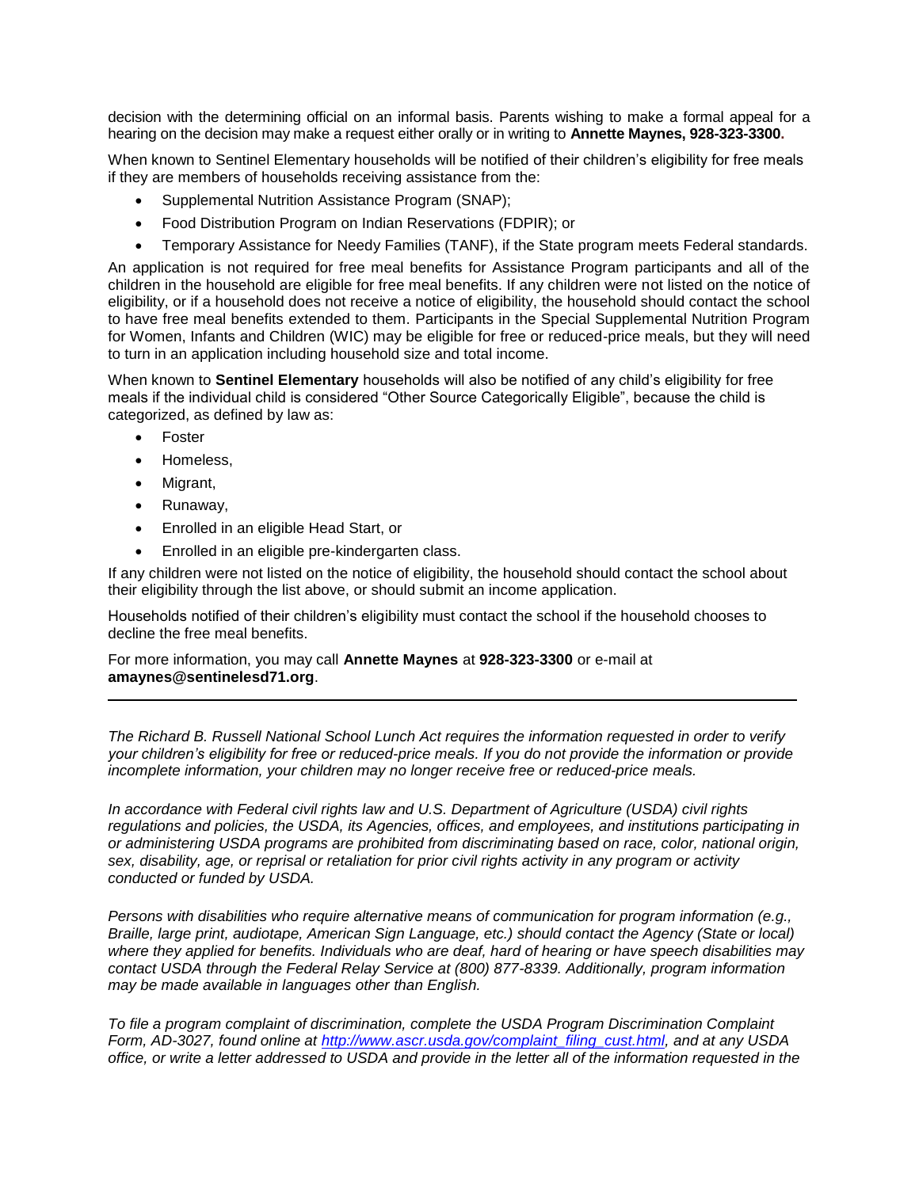decision with the determining official on an informal basis. Parents wishing to make a formal appeal for a hearing on the decision may make a request either orally or in writing to **Annette Maynes, 928-323-3300.**

When known to Sentinel Elementary households will be notified of their children's eligibility for free meals if they are members of households receiving assistance from the:

- Supplemental Nutrition Assistance Program (SNAP);
- Food Distribution Program on Indian Reservations (FDPIR); or
- Temporary Assistance for Needy Families (TANF), if the State program meets Federal standards.

An application is not required for free meal benefits for Assistance Program participants and all of the children in the household are eligible for free meal benefits. If any children were not listed on the notice of eligibility, or if a household does not receive a notice of eligibility, the household should contact the school to have free meal benefits extended to them. Participants in the Special Supplemental Nutrition Program for Women, Infants and Children (WIC) may be eligible for free or reduced-price meals, but they will need to turn in an application including household size and total income.

When known to **Sentinel Elementary** households will also be notified of any child's eligibility for free meals if the individual child is considered "Other Source Categorically Eligible", because the child is categorized, as defined by law as:

- Foster
- Homeless,
- Migrant,
- Runaway,
- Enrolled in an eligible Head Start, or
- Enrolled in an eligible pre-kindergarten class.

If any children were not listed on the notice of eligibility, the household should contact the school about their eligibility through the list above, or should submit an income application.

Households notified of their children's eligibility must contact the school if the household chooses to decline the free meal benefits.

For more information, you may call **Annette Maynes** at **928-323-3300** or e-mail at **amaynes@sentinelesd71.org**.

---

*The Richard B. Russell National School Lunch Act requires the information requested in order to verify your children's eligibility for free or reduced-price meals. If you do not provide the information or provide incomplete information, your children may no longer receive free or reduced-price meals.*

*In accordance with Federal civil rights law and U.S. Department of Agriculture (USDA) civil rights regulations and policies, the USDA, its Agencies, offices, and employees, and institutions participating in or administering USDA programs are prohibited from discriminating based on race, color, national origin, sex, disability, age, or reprisal or retaliation for prior civil rights activity in any program or activity conducted or funded by USDA.*

*Persons with disabilities who require alternative means of communication for program information (e.g., Braille, large print, audiotape, American Sign Language, etc.) should contact the Agency (State or local) where they applied for benefits. Individuals who are deaf, hard of hearing or have speech disabilities may contact USDA through the Federal Relay Service at (800) 877-8339. Additionally, program information may be made available in languages other than English.*

*To file a program complaint of discrimination, complete the USDA Program Discrimination Complaint Form, AD-3027, found online at [http://www.ascr.usda.gov/complaint_filing_cust.html](http://www.ascr.usda.gov/complaint_filing_cust.html), and at any USDA office, or write a letter addressed to USDA and provide in the letter all of the information requested in the*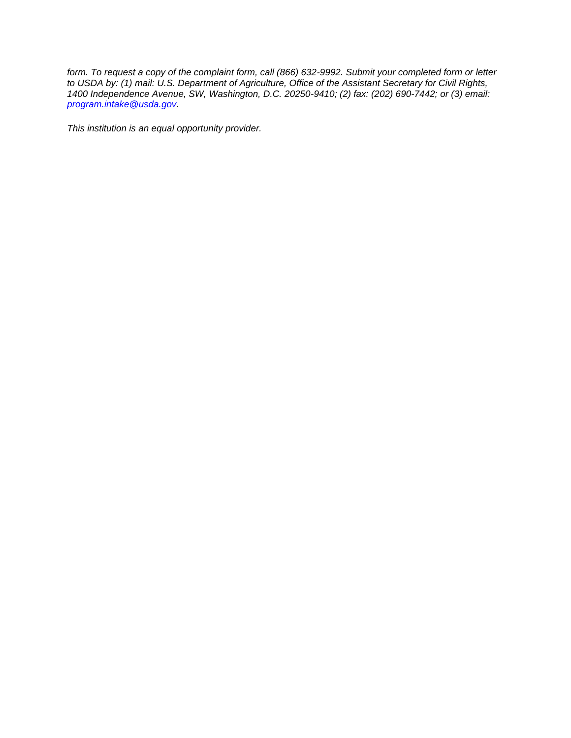*form. To request a copy of the complaint form, call (866) 632-9992. Submit your completed form or letter to USDA by: (1) mail: U.S. Department of Agriculture, Office of the Assistant Secretary for Civil Rights, 1400 Independence Avenue, SW, Washington, D.C. 20250-9410; (2) fax: (202) 690-7442; or (3) email: [program.intake@usda.gov](mailto:program.intake@usda.gov).*

*This institution is an equal opportunity provider.*